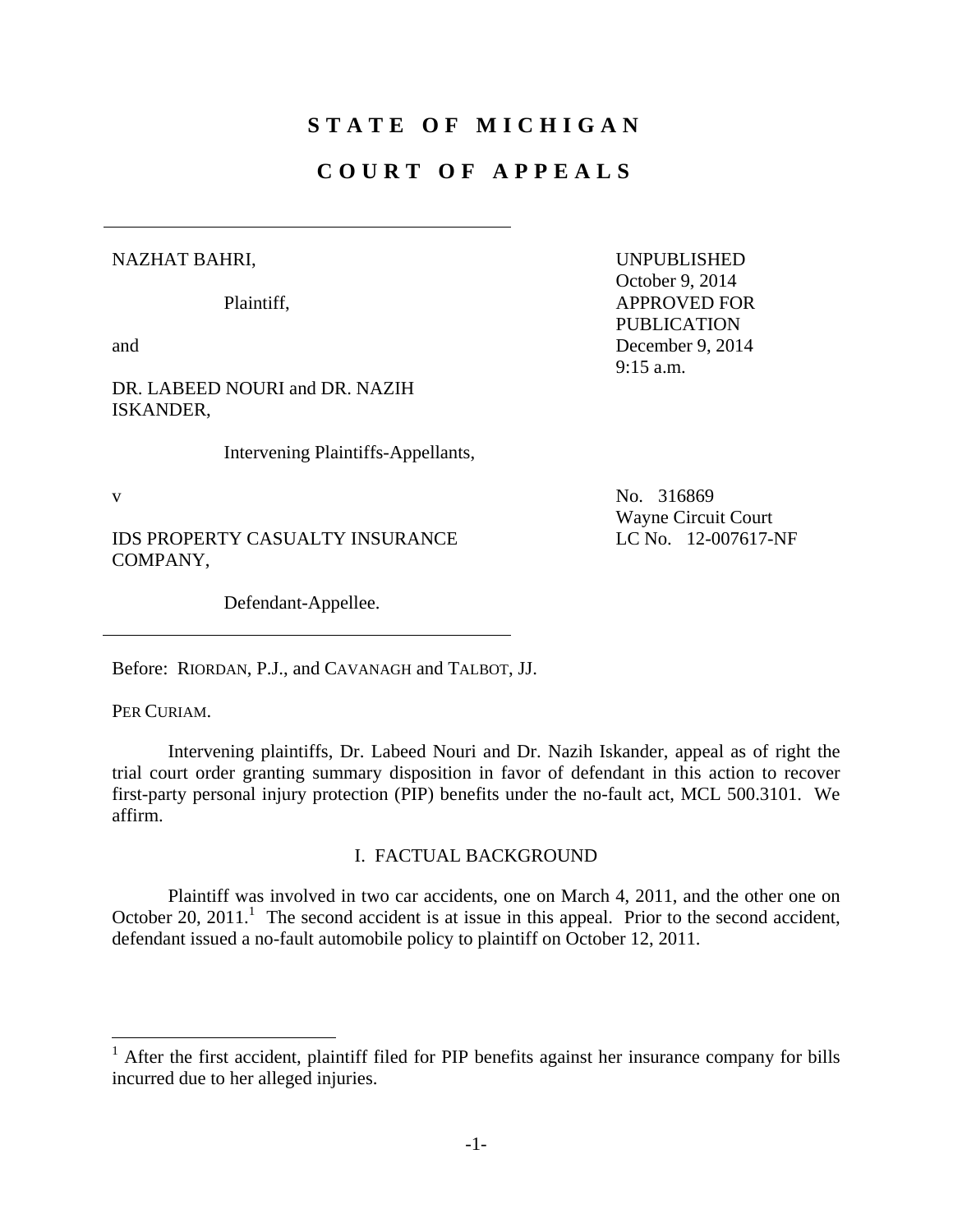# STATE OF MICHIGAN

# COURT OF APPEALS

---

NAZHAT BAHRI,

Plaintiff,

and

DR. LABEED NOURI and DR. NAZIH ISKANDER,

Intervening Plaintiffs-Appellants,

v

IDS PROPERTY CASUALTY INSURANCE COMPANY,

Defendant-Appellee.

---

UNPUBLISHED
October 9, 2014
APPROVED FOR PUBLICATION
December 9, 2014
9:15 a.m.

No. 316869
Wayne Circuit Court
LC No. 12-007617-NF

Before: RIORDAN, P.J., and CAVANAGH and TALBOT, JJ.

PER CURIAM.

Intervening plaintiffs, Dr. Labeed Nouri and Dr. Nazih Iskander, appeal as of right the trial court order granting summary disposition in favor of defendant in this action to recover first-party personal injury protection (PIP) benefits under the no-fault act, MCL 500.3101. We affirm.

## I. FACTUAL BACKGROUND

Plaintiff was involved in two car accidents, one on March 4, 2011, and the other one on October 20, 2011.[1] The second accident is at issue in this appeal. Prior to the second accident, defendant issued a no-fault automobile policy to plaintiff on October 12, 2011.

---

[1] After the first accident, plaintiff filed for PIP benefits against her insurance company for bills incurred due to her alleged injuries.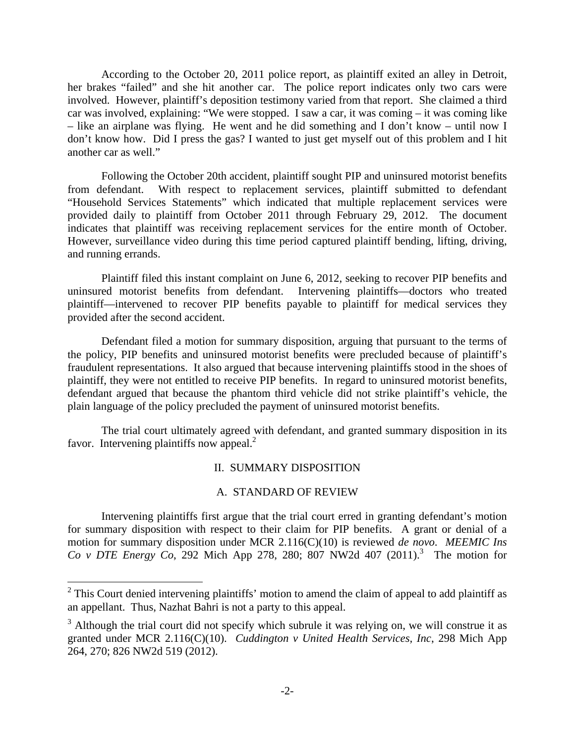According to the October 20, 2011 police report, as plaintiff exited an alley in Detroit, her brakes "failed" and she hit another car. The police report indicates only two cars were involved. However, plaintiff's deposition testimony varied from that report. She claimed a third car was involved, explaining: "We were stopped. I saw a car, it was coming – it was coming like – like an airplane was flying. He went and he did something and I don't know – until now I don't know how. Did I press the gas? I wanted to just get myself out of this problem and I hit another car as well."

Following the October 20th accident, plaintiff sought PIP and uninsured motorist benefits from defendant. With respect to replacement services, plaintiff submitted to defendant "Household Services Statements" which indicated that multiple replacement services were provided daily to plaintiff from October 2011 through February 29, 2012. The document indicates that plaintiff was receiving replacement services for the entire month of October. However, surveillance video during this time period captured plaintiff bending, lifting, driving, and running errands.

Plaintiff filed this instant complaint on June 6, 2012, seeking to recover PIP benefits and uninsured motorist benefits from defendant. Intervening plaintiffs—doctors who treated plaintiff—intervened to recover PIP benefits payable to plaintiff for medical services they provided after the second accident.

Defendant filed a motion for summary disposition, arguing that pursuant to the terms of the policy, PIP benefits and uninsured motorist benefits were precluded because of plaintiff's fraudulent representations. It also argued that because intervening plaintiffs stood in the shoes of plaintiff, they were not entitled to receive PIP benefits. In regard to uninsured motorist benefits, defendant argued that because the phantom third vehicle did not strike plaintiff's vehicle, the plain language of the policy precluded the payment of uninsured motorist benefits.

The trial court ultimately agreed with defendant, and granted summary disposition in its favor. Intervening plaintiffs now appeal.[2]

## II. SUMMARY DISPOSITION

### A. STANDARD OF REVIEW

Intervening plaintiffs first argue that the trial court erred in granting defendant's motion for summary disposition with respect to their claim for PIP benefits. A grant or denial of a motion for summary disposition under MCR 2.116(C)(10) is reviewed *de novo*. *MEEMIC Ins Co v DTE Energy Co*, 292 Mich App 278, 280; 807 NW2d 407 (2011).[3] The motion for

---

[2] This Court denied intervening plaintiffs' motion to amend the claim of appeal to add plaintiff as an appellant. Thus, Nazhat Bahri is not a party to this appeal.

[3] Although the trial court did not specify which subrule it was relying on, we will construe it as granted under MCR 2.116(C)(10). *Cuddington v United Health Services, Inc*, 298 Mich App 264, 270; 826 NW2d 519 (2012).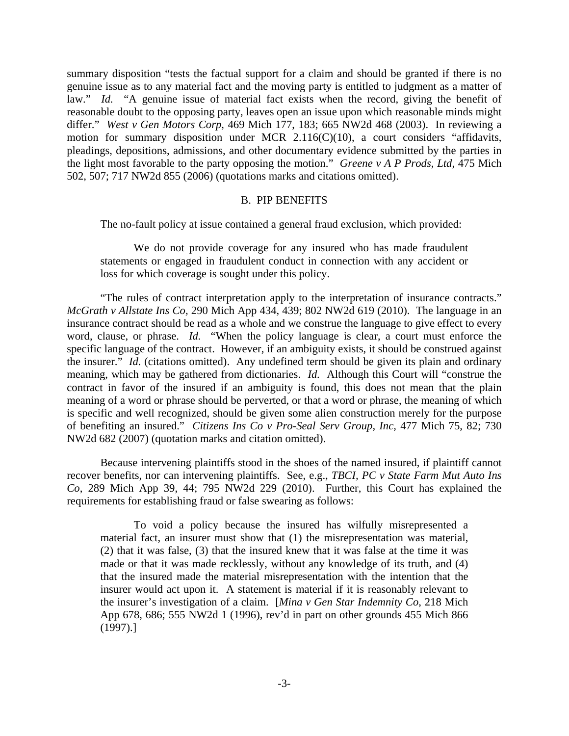summary disposition "tests the factual support for a claim and should be granted if there is no genuine issue as to any material fact and the moving party is entitled to judgment as a matter of law." *Id.* "A genuine issue of material fact exists when the record, giving the benefit of reasonable doubt to the opposing party, leaves open an issue upon which reasonable minds might differ." *West v Gen Motors Corp*, 469 Mich 177, 183; 665 NW2d 468 (2003). In reviewing a motion for summary disposition under MCR 2.116(C)(10), a court considers "affidavits, pleadings, depositions, admissions, and other documentary evidence submitted by the parties in the light most favorable to the party opposing the motion." *Greene v A P Prods, Ltd*, 475 Mich 502, 507; 717 NW2d 855 (2006) (quotations marks and citations omitted).

## B. PIP BENEFITS

The no-fault policy at issue contained a general fraud exclusion, which provided:

> We do not provide coverage for any insured who has made fraudulent statements or engaged in fraudulent conduct in connection with any accident or loss for which coverage is sought under this policy.

"The rules of contract interpretation apply to the interpretation of insurance contracts." *McGrath v Allstate Ins Co*, 290 Mich App 434, 439; 802 NW2d 619 (2010). The language in an insurance contract should be read as a whole and we construe the language to give effect to every word, clause, or phrase. *Id.* "When the policy language is clear, a court must enforce the specific language of the contract. However, if an ambiguity exists, it should be construed against the insurer." *Id.* (citations omitted). Any undefined term should be given its plain and ordinary meaning, which may be gathered from dictionaries. *Id.* Although this Court will "construe the contract in favor of the insured if an ambiguity is found, this does not mean that the plain meaning of a word or phrase should be perverted, or that a word or phrase, the meaning of which is specific and well recognized, should be given some alien construction merely for the purpose of benefiting an insured." *Citizens Ins Co v Pro-Seal Serv Group, Inc*, 477 Mich 75, 82; 730 NW2d 682 (2007) (quotation marks and citation omitted).

Because intervening plaintiffs stood in the shoes of the named insured, if plaintiff cannot recover benefits, nor can intervening plaintiffs. See, e.g., *TBCI, PC v State Farm Mut Auto Ins Co*, 289 Mich App 39, 44; 795 NW2d 229 (2010). Further, this Court has explained the requirements for establishing fraud or false swearing as follows:

> To void a policy because the insured has wilfully misrepresented a material fact, an insurer must show that (1) the misrepresentation was material, (2) that it was false, (3) that the insured knew that it was false at the time it was made or that it was made recklessly, without any knowledge of its truth, and (4) that the insured made the material misrepresentation with the intention that the insurer would act upon it. A statement is material if it is reasonably relevant to the insurer's investigation of a claim. [*Mina v Gen Star Indemnity Co*, 218 Mich App 678, 686; 555 NW2d 1 (1996), rev'd in part on other grounds 455 Mich 866 (1997).]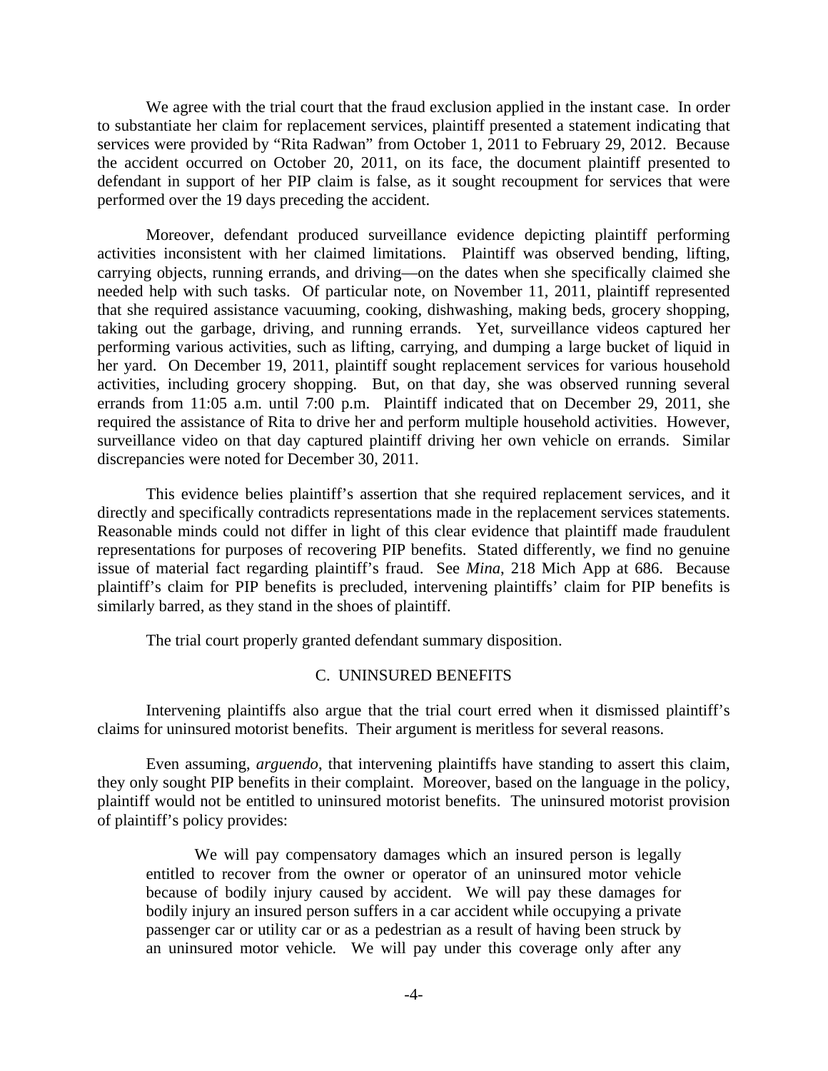We agree with the trial court that the fraud exclusion applied in the instant case. In order to substantiate her claim for replacement services, plaintiff presented a statement indicating that services were provided by "Rita Radwan" from October 1, 2011 to February 29, 2012. Because the accident occurred on October 20, 2011, on its face, the document plaintiff presented to defendant in support of her PIP claim is false, as it sought recoupment for services that were performed over the 19 days preceding the accident.

Moreover, defendant produced surveillance evidence depicting plaintiff performing activities inconsistent with her claimed limitations. Plaintiff was observed bending, lifting, carrying objects, running errands, and driving—on the dates when she specifically claimed she needed help with such tasks. Of particular note, on November 11, 2011, plaintiff represented that she required assistance vacuuming, cooking, dishwashing, making beds, grocery shopping, taking out the garbage, driving, and running errands. Yet, surveillance videos captured her performing various activities, such as lifting, carrying, and dumping a large bucket of liquid in her yard. On December 19, 2011, plaintiff sought replacement services for various household activities, including grocery shopping. But, on that day, she was observed running several errands from 11:05 a.m. until 7:00 p.m. Plaintiff indicated that on December 29, 2011, she required the assistance of Rita to drive her and perform multiple household activities. However, surveillance video on that day captured plaintiff driving her own vehicle on errands. Similar discrepancies were noted for December 30, 2011.

This evidence belies plaintiff's assertion that she required replacement services, and it directly and specifically contradicts representations made in the replacement services statements. Reasonable minds could not differ in light of this clear evidence that plaintiff made fraudulent representations for purposes of recovering PIP benefits. Stated differently, we find no genuine issue of material fact regarding plaintiff's fraud. See *Mina*, 218 Mich App at 686. Because plaintiff's claim for PIP benefits is precluded, intervening plaintiffs' claim for PIP benefits is similarly barred, as they stand in the shoes of plaintiff.

The trial court properly granted defendant summary disposition.

## C. UNINSURED BENEFITS

Intervening plaintiffs also argue that the trial court erred when it dismissed plaintiff's claims for uninsured motorist benefits. Their argument is meritless for several reasons.

Even assuming, *arguendo*, that intervening plaintiffs have standing to assert this claim, they only sought PIP benefits in their complaint. Moreover, based on the language in the policy, plaintiff would not be entitled to uninsured motorist benefits. The uninsured motorist provision of plaintiff's policy provides:

> We will pay compensatory damages which an insured person is legally entitled to recover from the owner or operator of an uninsured motor vehicle because of bodily injury caused by accident. We will pay these damages for bodily injury an insured person suffers in a car accident while occupying a private passenger car or utility car or as a pedestrian as a result of having been struck by an uninsured motor vehicle. We will pay under this coverage only after any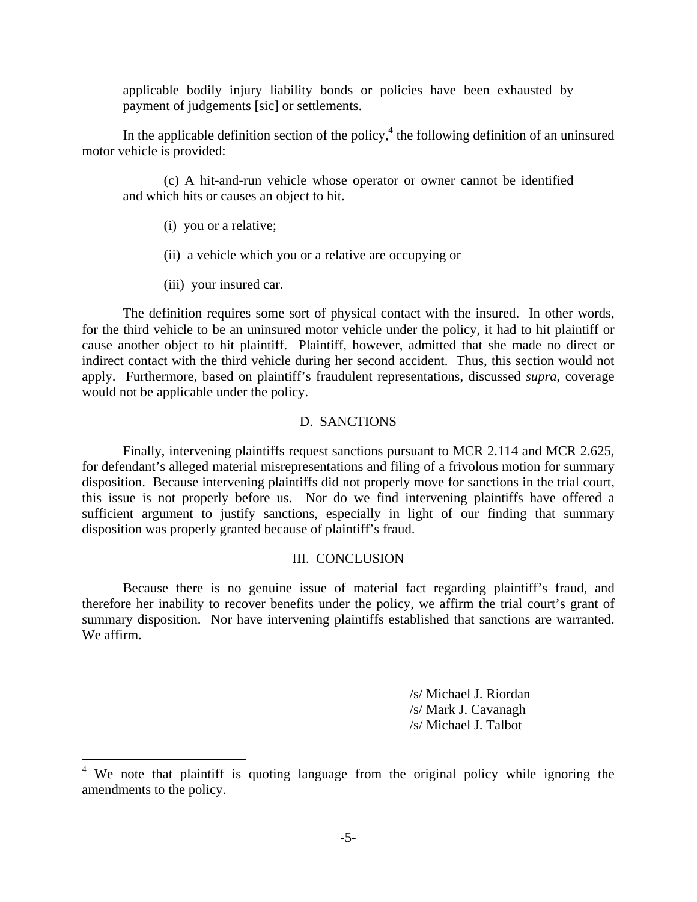applicable bodily injury liability bonds or policies have been exhausted by payment of judgements [sic] or settlements.

In the applicable definition section of the policy,[4] the following definition of an uninsured motor vehicle is provided:

> (c) A hit-and-run vehicle whose operator or owner cannot be identified and which hits or causes an object to hit.
>
> (i) you or a relative;
>
> (ii) a vehicle which you or a relative are occupying or
>
> (iii) your insured car.

The definition requires some sort of physical contact with the insured. In other words, for the third vehicle to be an uninsured motor vehicle under the policy, it had to hit plaintiff or cause another object to hit plaintiff. Plaintiff, however, admitted that she made no direct or indirect contact with the third vehicle during her second accident. Thus, this section would not apply. Furthermore, based on plaintiff's fraudulent representations, discussed *supra*, coverage would not be applicable under the policy.

## D. SANCTIONS

Finally, intervening plaintiffs request sanctions pursuant to MCR 2.114 and MCR 2.625, for defendant's alleged material misrepresentations and filing of a frivolous motion for summary disposition. Because intervening plaintiffs did not properly move for sanctions in the trial court, this issue is not properly before us. Nor do we find intervening plaintiffs have offered a sufficient argument to justify sanctions, especially in light of our finding that summary disposition was properly granted because of plaintiff's fraud.

## III. CONCLUSION

Because there is no genuine issue of material fact regarding plaintiff's fraud, and therefore her inability to recover benefits under the policy, we affirm the trial court's grant of summary disposition. Nor have intervening plaintiffs established that sanctions are warranted. We affirm.

/s/ Michael J. Riordan
/s/ Mark J. Cavanagh
/s/ Michael J. Talbot

---

[4] We note that plaintiff is quoting language from the original policy while ignoring the amendments to the policy.